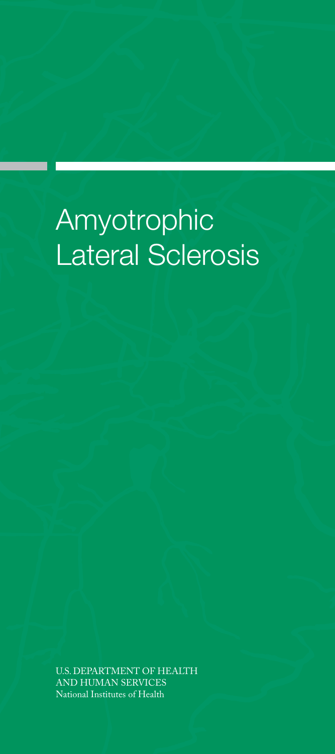# Amyotrophic Lateral Sclerosis

U.S. DEPARTMENT OF HEALTH AND HUMAN SERVICES
National Institutes of Health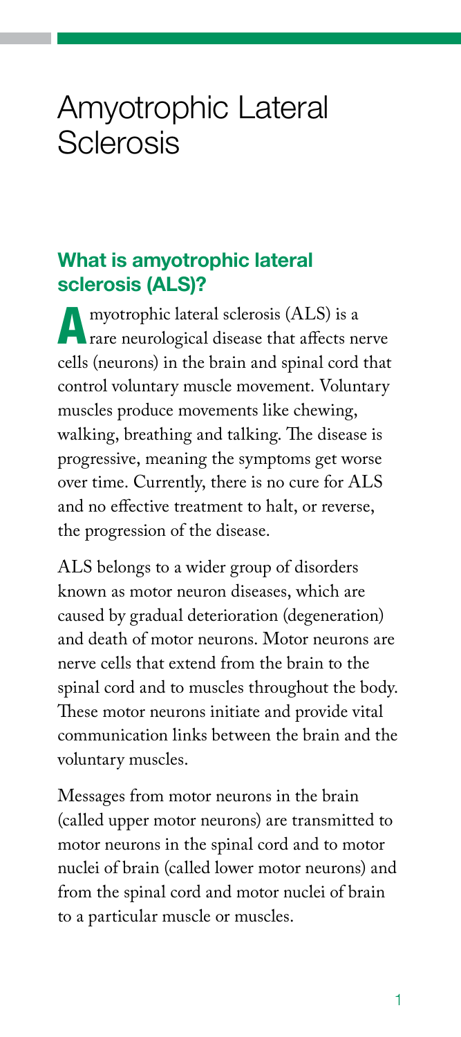# Amyotrophic Lateral Sclerosis

## What is amyotrophic lateral sclerosis (ALS)?

Amyotrophic lateral sclerosis (ALS) is a rare neurological disease that affects nerve cells (neurons) in the brain and spinal cord that control voluntary muscle movement. Voluntary muscles produce movements like chewing, walking, breathing and talking. The disease is progressive, meaning the symptoms get worse over time. Currently, there is no cure for ALS and no effective treatment to halt, or reverse, the progression of the disease.

ALS belongs to a wider group of disorders known as motor neuron diseases, which are caused by gradual deterioration (degeneration) and death of motor neurons. Motor neurons are nerve cells that extend from the brain to the spinal cord and to muscles throughout the body. These motor neurons initiate and provide vital communication links between the brain and the voluntary muscles.

Messages from motor neurons in the brain (called upper motor neurons) are transmitted to motor neurons in the spinal cord and to motor nuclei of brain (called lower motor neurons) and from the spinal cord and motor nuclei of brain to a particular muscle or muscles.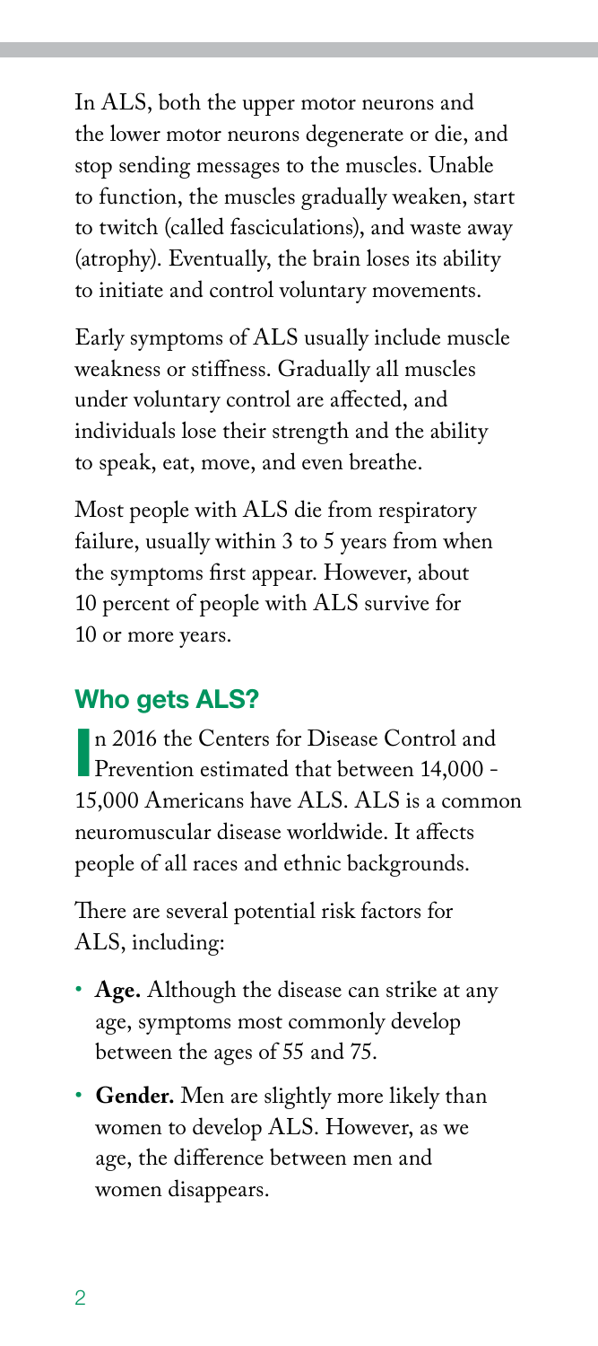In ALS, both the upper motor neurons and the lower motor neurons degenerate or die, and stop sending messages to the muscles. Unable to function, the muscles gradually weaken, start to twitch (called fasciculations), and waste away (atrophy). Eventually, the brain loses its ability to initiate and control voluntary movements.

Early symptoms of ALS usually include muscle weakness or stiffness. Gradually all muscles under voluntary control are affected, and individuals lose their strength and the ability to speak, eat, move, and even breathe.

Most people with ALS die from respiratory failure, usually within 3 to 5 years from when the symptoms first appear. However, about 10 percent of people with ALS survive for 10 or more years.

## Who gets ALS?

In 2016 the Centers for Disease Control and Prevention estimated that between 14,000 - 15,000 Americans have ALS. ALS is a common neuromuscular disease worldwide. It affects people of all races and ethnic backgrounds.

There are several potential risk factors for ALS, including:

- **Age.** Although the disease can strike at any age, symptoms most commonly develop between the ages of 55 and 75.
- **Gender.** Men are slightly more likely than women to develop ALS. However, as we age, the difference between men and women disappears.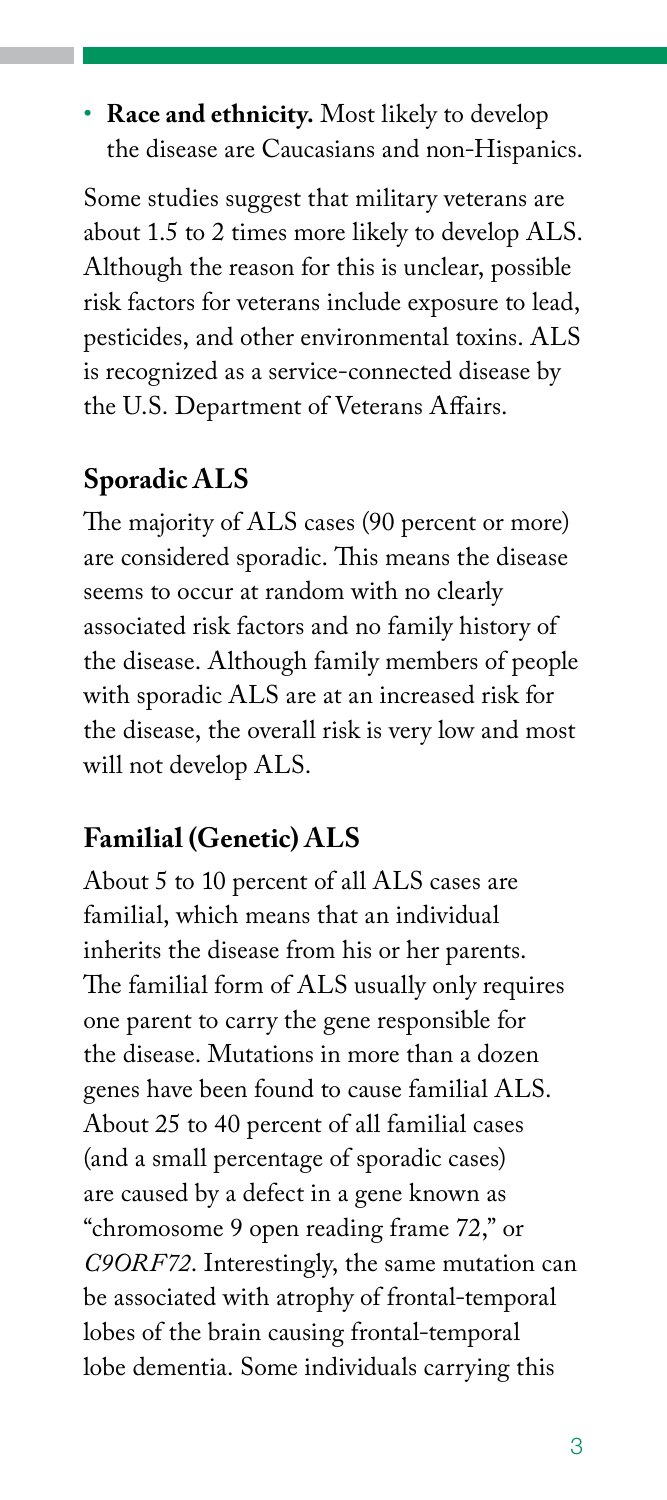- **Race and ethnicity.** Most likely to develop the disease are Caucasians and non-Hispanics.

Some studies suggest that military veterans are about 1.5 to 2 times more likely to develop ALS. Although the reason for this is unclear, possible risk factors for veterans include exposure to lead, pesticides, and other environmental toxins. ALS is recognized as a service-connected disease by the U.S. Department of Veterans Affairs.

## Sporadic ALS

The majority of ALS cases (90 percent or more) are considered sporadic. This means the disease seems to occur at random with no clearly associated risk factors and no family history of the disease. Although family members of people with sporadic ALS are at an increased risk for the disease, the overall risk is very low and most will not develop ALS.

## Familial (Genetic) ALS

About 5 to 10 percent of all ALS cases are familial, which means that an individual inherits the disease from his or her parents. The familial form of ALS usually only requires one parent to carry the gene responsible for the disease. Mutations in more than a dozen genes have been found to cause familial ALS. About 25 to 40 percent of all familial cases (and a small percentage of sporadic cases) are caused by a defect in a gene known as "chromosome 9 open reading frame 72," or *C9ORF72*. Interestingly, the same mutation can be associated with atrophy of frontal-temporal lobes of the brain causing frontal-temporal lobe dementia. Some individuals carrying this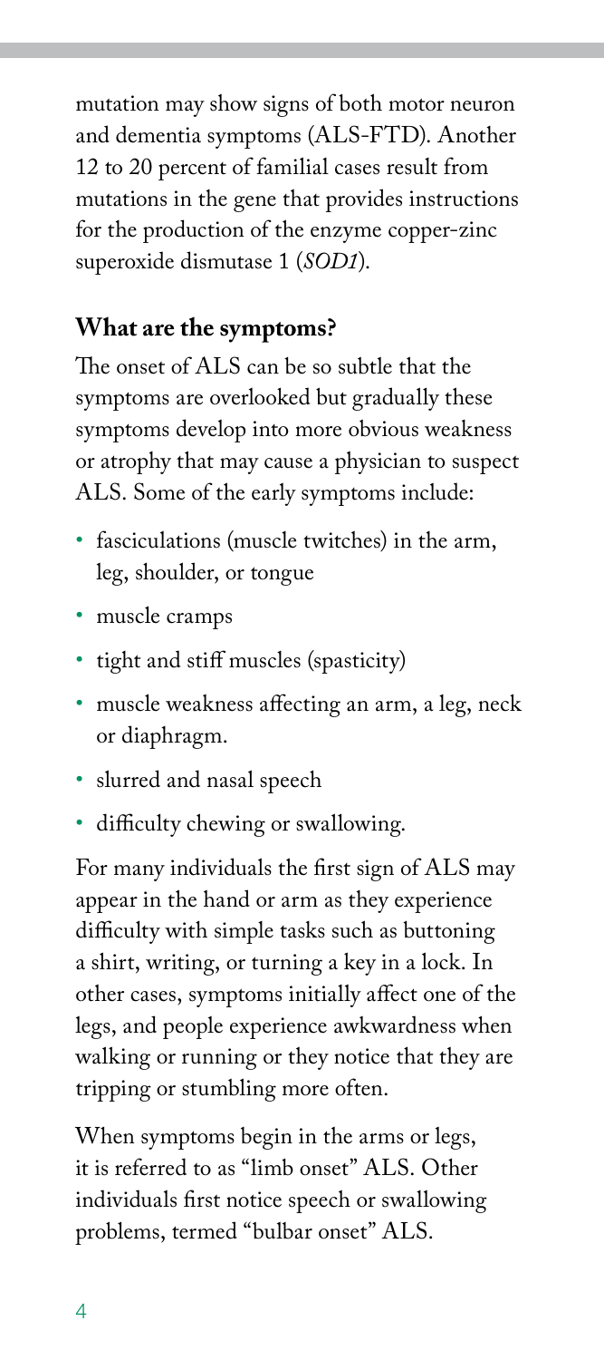mutation may show signs of both motor neuron and dementia symptoms (ALS-FTD). Another 12 to 20 percent of familial cases result from mutations in the gene that provides instructions for the production of the enzyme copper-zinc superoxide dismutase 1 (*SOD1*).

## What are the symptoms?

The onset of ALS can be so subtle that the symptoms are overlooked but gradually these symptoms develop into more obvious weakness or atrophy that may cause a physician to suspect ALS. Some of the early symptoms include:

- fasciculations (muscle twitches) in the arm, leg, shoulder, or tongue
- muscle cramps
- tight and stiff muscles (spasticity)
- muscle weakness affecting an arm, a leg, neck or diaphragm.
- slurred and nasal speech
- difficulty chewing or swallowing.

For many individuals the first sign of ALS may appear in the hand or arm as they experience difficulty with simple tasks such as buttoning a shirt, writing, or turning a key in a lock. In other cases, symptoms initially affect one of the legs, and people experience awkwardness when walking or running or they notice that they are tripping or stumbling more often.

When symptoms begin in the arms or legs, it is referred to as "limb onset" ALS. Other individuals first notice speech or swallowing problems, termed "bulbar onset" ALS.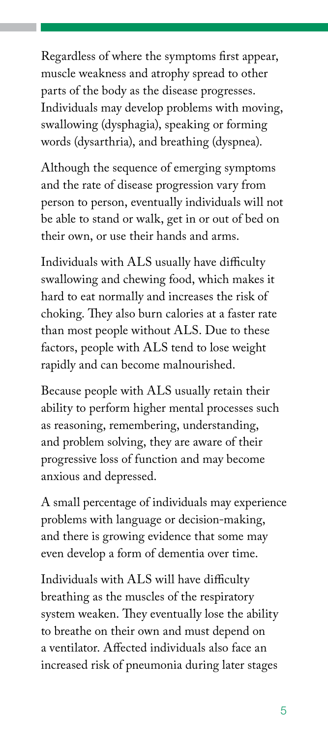Regardless of where the symptoms first appear, muscle weakness and atrophy spread to other parts of the body as the disease progresses. Individuals may develop problems with moving, swallowing (dysphagia), speaking or forming words (dysarthria), and breathing (dyspnea).

Although the sequence of emerging symptoms and the rate of disease progression vary from person to person, eventually individuals will not be able to stand or walk, get in or out of bed on their own, or use their hands and arms.

Individuals with ALS usually have difficulty swallowing and chewing food, which makes it hard to eat normally and increases the risk of choking. They also burn calories at a faster rate than most people without ALS. Due to these factors, people with ALS tend to lose weight rapidly and can become malnourished.

Because people with ALS usually retain their ability to perform higher mental processes such as reasoning, remembering, understanding, and problem solving, they are aware of their progressive loss of function and may become anxious and depressed.

A small percentage of individuals may experience problems with language or decision-making, and there is growing evidence that some may even develop a form of dementia over time.

Individuals with ALS will have difficulty breathing as the muscles of the respiratory system weaken. They eventually lose the ability to breathe on their own and must depend on a ventilator. Affected individuals also face an increased risk of pneumonia during later stages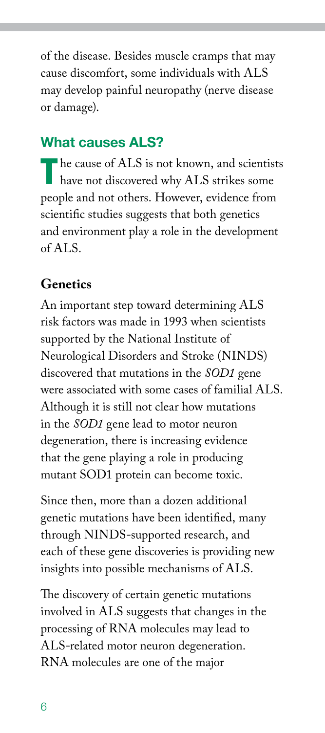of the disease. Besides muscle cramps that may cause discomfort, some individuals with ALS may develop painful neuropathy (nerve disease or damage).

## What causes ALS?

The cause of ALS is not known, and scientists have not discovered why ALS strikes some people and not others. However, evidence from scientific studies suggests that both genetics and environment play a role in the development of ALS.

### Genetics

An important step toward determining ALS risk factors was made in 1993 when scientists supported by the National Institute of Neurological Disorders and Stroke (NINDS) discovered that mutations in the *SOD1* gene were associated with some cases of familial ALS. Although it is still not clear how mutations in the *SOD1* gene lead to motor neuron degeneration, there is increasing evidence that the gene playing a role in producing mutant SOD1 protein can become toxic.

Since then, more than a dozen additional genetic mutations have been identified, many through NINDS-supported research, and each of these gene discoveries is providing new insights into possible mechanisms of ALS.

The discovery of certain genetic mutations involved in ALS suggests that changes in the processing of RNA molecules may lead to ALS-related motor neuron degeneration. RNA molecules are one of the major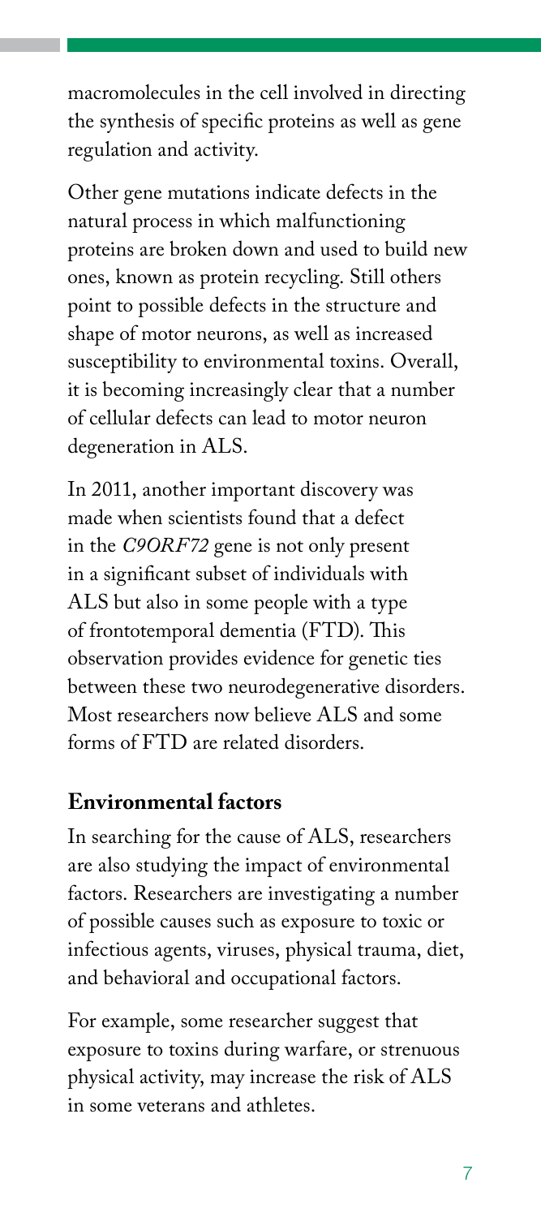macromolecules in the cell involved in directing the synthesis of specific proteins as well as gene regulation and activity.

Other gene mutations indicate defects in the natural process in which malfunctioning proteins are broken down and used to build new ones, known as protein recycling. Still others point to possible defects in the structure and shape of motor neurons, as well as increased susceptibility to environmental toxins. Overall, it is becoming increasingly clear that a number of cellular defects can lead to motor neuron degeneration in ALS.

In 2011, another important discovery was made when scientists found that a defect in the *C9ORF72* gene is not only present in a significant subset of individuals with ALS but also in some people with a type of frontotemporal dementia (FTD). This observation provides evidence for genetic ties between these two neurodegenerative disorders. Most researchers now believe ALS and some forms of FTD are related disorders.

### Environmental factors

In searching for the cause of ALS, researchers are also studying the impact of environmental factors. Researchers are investigating a number of possible causes such as exposure to toxic or infectious agents, viruses, physical trauma, diet, and behavioral and occupational factors.

For example, some researcher suggest that exposure to toxins during warfare, or strenuous physical activity, may increase the risk of ALS in some veterans and athletes.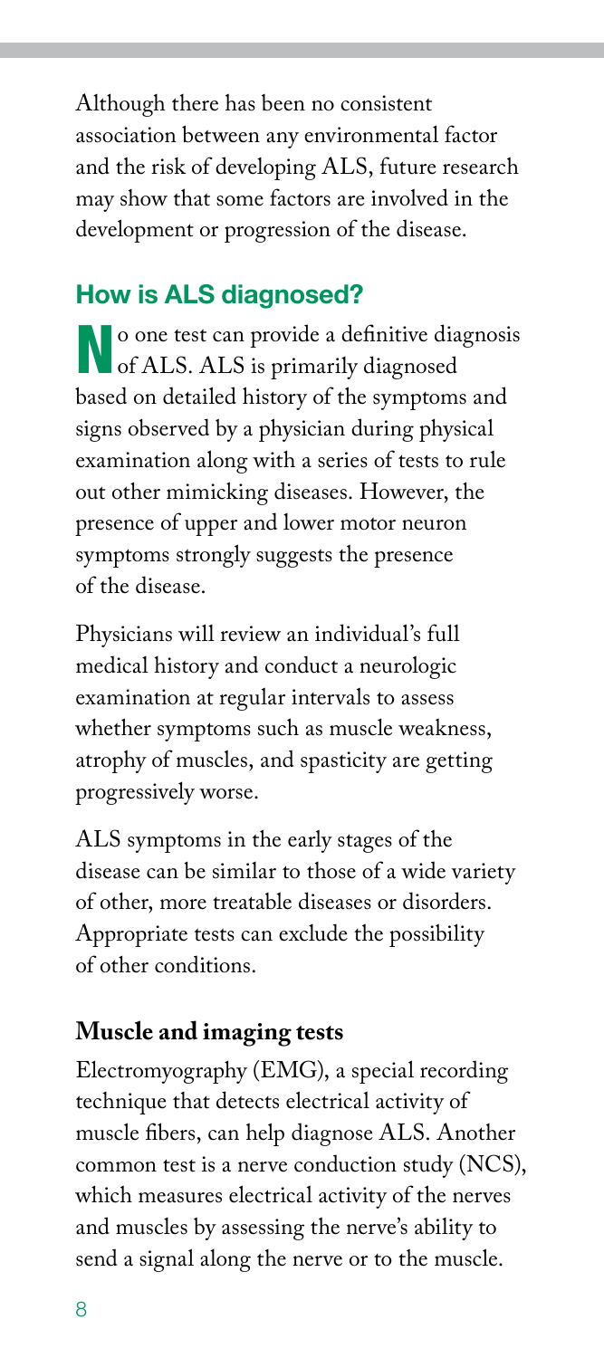Although there has been no consistent association between any environmental factor and the risk of developing ALS, future research may show that some factors are involved in the development or progression of the disease.

## How is ALS diagnosed?

No one test can provide a definitive diagnosis of ALS. ALS is primarily diagnosed based on detailed history of the symptoms and signs observed by a physician during physical examination along with a series of tests to rule out other mimicking diseases. However, the presence of upper and lower motor neuron symptoms strongly suggests the presence of the disease.

Physicians will review an individual's full medical history and conduct a neurologic examination at regular intervals to assess whether symptoms such as muscle weakness, atrophy of muscles, and spasticity are getting progressively worse.

ALS symptoms in the early stages of the disease can be similar to those of a wide variety of other, more treatable diseases or disorders. Appropriate tests can exclude the possibility of other conditions.

### Muscle and imaging tests

Electromyography (EMG), a special recording technique that detects electrical activity of muscle fibers, can help diagnose ALS. Another common test is a nerve conduction study (NCS), which measures electrical activity of the nerves and muscles by assessing the nerve's ability to send a signal along the nerve or to the muscle.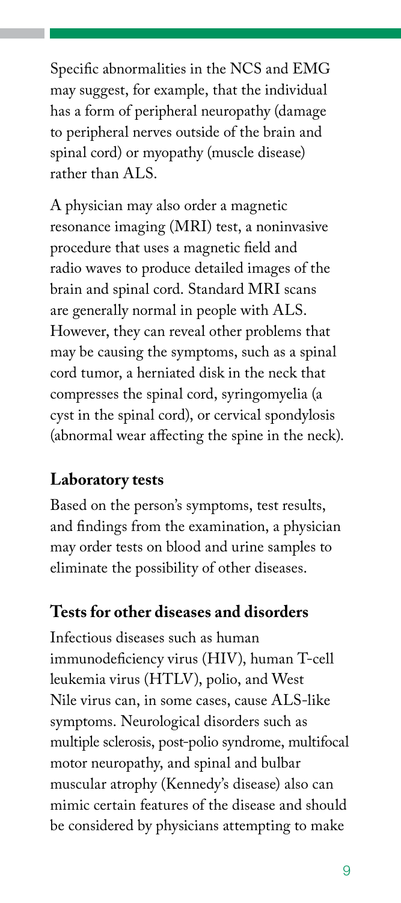Specific abnormalities in the NCS and EMG may suggest, for example, that the individual has a form of peripheral neuropathy (damage to peripheral nerves outside of the brain and spinal cord) or myopathy (muscle disease) rather than ALS.

A physician may also order a magnetic resonance imaging (MRI) test, a noninvasive procedure that uses a magnetic field and radio waves to produce detailed images of the brain and spinal cord. Standard MRI scans are generally normal in people with ALS. However, they can reveal other problems that may be causing the symptoms, such as a spinal cord tumor, a herniated disk in the neck that compresses the spinal cord, syringomyelia (a cyst in the spinal cord), or cervical spondylosis (abnormal wear affecting the spine in the neck).

### Laboratory tests

Based on the person's symptoms, test results, and findings from the examination, a physician may order tests on blood and urine samples to eliminate the possibility of other diseases.

### Tests for other diseases and disorders

Infectious diseases such as human immunodeficiency virus (HIV), human T-cell leukemia virus (HTLV), polio, and West Nile virus can, in some cases, cause ALS-like symptoms. Neurological disorders such as multiple sclerosis, post-polio syndrome, multifocal motor neuropathy, and spinal and bulbar muscular atrophy (Kennedy's disease) also can mimic certain features of the disease and should be considered by physicians attempting to make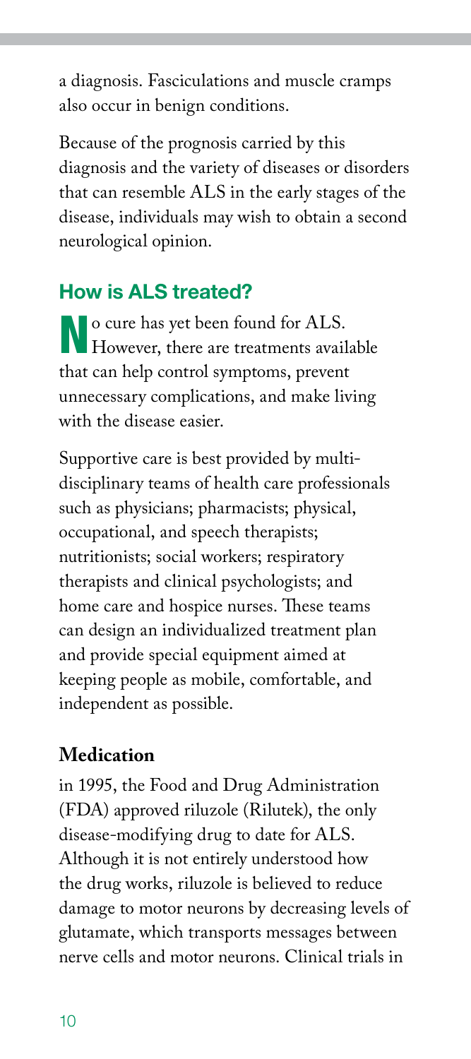a diagnosis. Fasciculations and muscle cramps also occur in benign conditions.

Because of the prognosis carried by this diagnosis and the variety of diseases or disorders that can resemble ALS in the early stages of the disease, individuals may wish to obtain a second neurological opinion.

## How is ALS treated?

No cure has yet been found for ALS. However, there are treatments available that can help control symptoms, prevent unnecessary complications, and make living with the disease easier.

Supportive care is best provided by multidisciplinary teams of health care professionals such as physicians; pharmacists; physical, occupational, and speech therapists; nutritionists; social workers; respiratory therapists and clinical psychologists; and home care and hospice nurses. These teams can design an individualized treatment plan and provide special equipment aimed at keeping people as mobile, comfortable, and independent as possible.

### Medication

in 1995, the Food and Drug Administration (FDA) approved riluzole (Rilutek), the only disease-modifying drug to date for ALS. Although it is not entirely understood how the drug works, riluzole is believed to reduce damage to motor neurons by decreasing levels of glutamate, which transports messages between nerve cells and motor neurons. Clinical trials in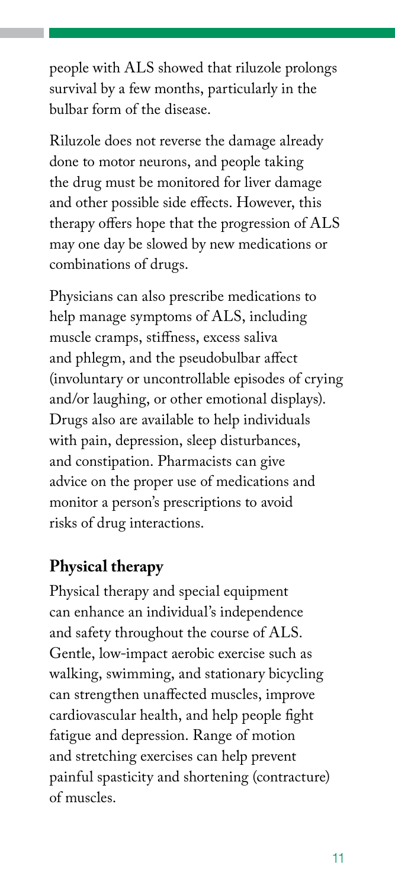people with ALS showed that riluzole prolongs survival by a few months, particularly in the bulbar form of the disease.

Riluzole does not reverse the damage already done to motor neurons, and people taking the drug must be monitored for liver damage and other possible side effects. However, this therapy offers hope that the progression of ALS may one day be slowed by new medications or combinations of drugs.

Physicians can also prescribe medications to help manage symptoms of ALS, including muscle cramps, stiffness, excess saliva and phlegm, and the pseudobulbar affect (involuntary or uncontrollable episodes of crying and/or laughing, or other emotional displays). Drugs also are available to help individuals with pain, depression, sleep disturbances, and constipation. Pharmacists can give advice on the proper use of medications and monitor a person's prescriptions to avoid risks of drug interactions.

## Physical therapy

Physical therapy and special equipment can enhance an individual's independence and safety throughout the course of ALS. Gentle, low-impact aerobic exercise such as walking, swimming, and stationary bicycling can strengthen unaffected muscles, improve cardiovascular health, and help people fight fatigue and depression. Range of motion and stretching exercises can help prevent painful spasticity and shortening (contracture) of muscles.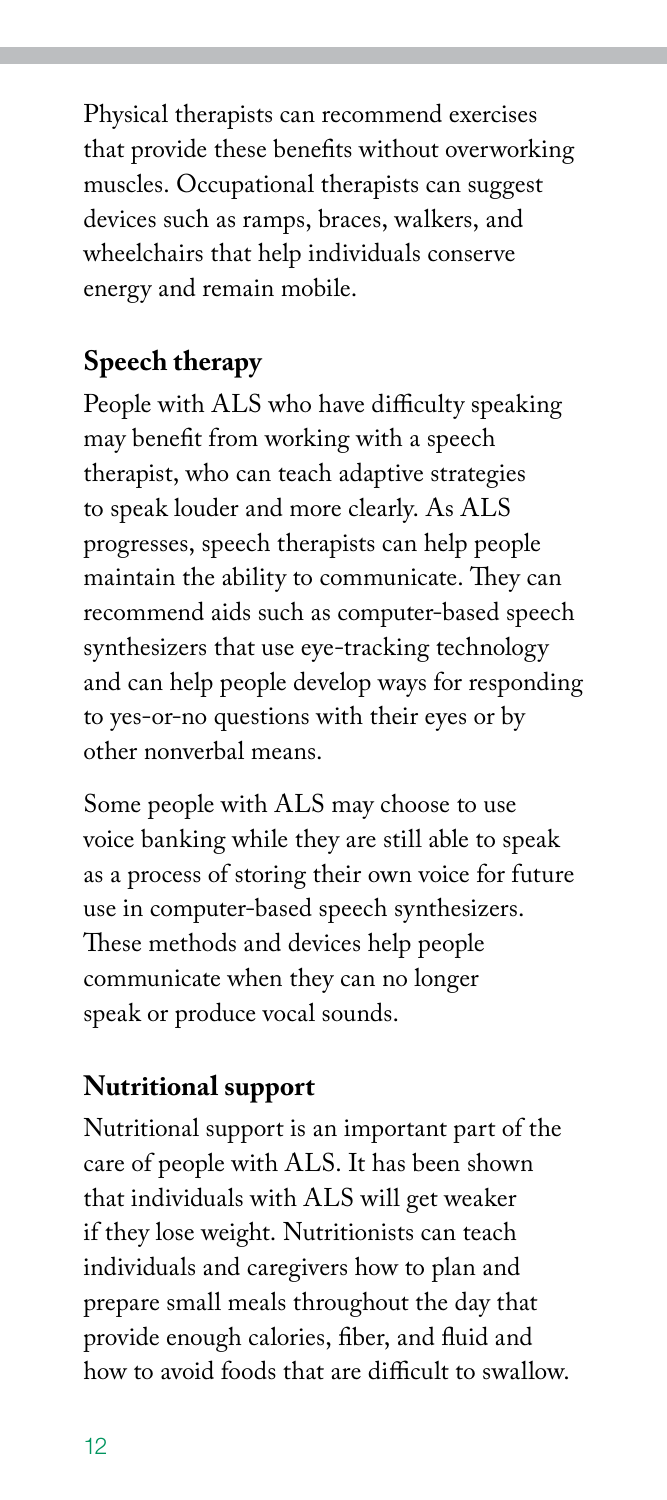Physical therapists can recommend exercises that provide these benefits without overworking muscles. Occupational therapists can suggest devices such as ramps, braces, walkers, and wheelchairs that help individuals conserve energy and remain mobile.

## Speech therapy

People with ALS who have difficulty speaking may benefit from working with a speech therapist, who can teach adaptive strategies to speak louder and more clearly. As ALS progresses, speech therapists can help people maintain the ability to communicate. They can recommend aids such as computer-based speech synthesizers that use eye-tracking technology and can help people develop ways for responding to yes-or-no questions with their eyes or by other nonverbal means.

Some people with ALS may choose to use voice banking while they are still able to speak as a process of storing their own voice for future use in computer-based speech synthesizers. These methods and devices help people communicate when they can no longer speak or produce vocal sounds.

## Nutritional support

Nutritional support is an important part of the care of people with ALS. It has been shown that individuals with ALS will get weaker if they lose weight. Nutritionists can teach individuals and caregivers how to plan and prepare small meals throughout the day that provide enough calories, fiber, and fluid and how to avoid foods that are difficult to swallow.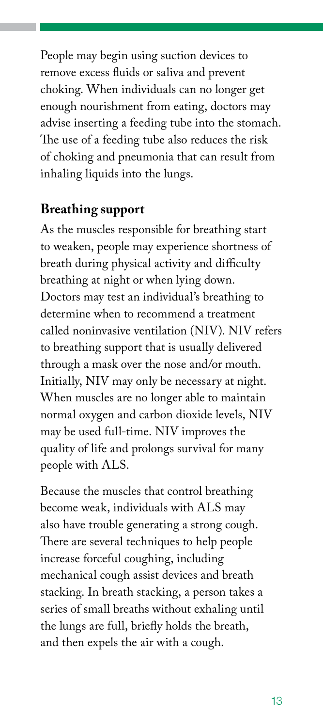People may begin using suction devices to remove excess fluids or saliva and prevent choking. When individuals can no longer get enough nourishment from eating, doctors may advise inserting a feeding tube into the stomach. The use of a feeding tube also reduces the risk of choking and pneumonia that can result from inhaling liquids into the lungs.

## Breathing support

As the muscles responsible for breathing start to weaken, people may experience shortness of breath during physical activity and difficulty breathing at night or when lying down. Doctors may test an individual's breathing to determine when to recommend a treatment called noninvasive ventilation (NIV). NIV refers to breathing support that is usually delivered through a mask over the nose and/or mouth. Initially, NIV may only be necessary at night. When muscles are no longer able to maintain normal oxygen and carbon dioxide levels, NIV may be used full-time. NIV improves the quality of life and prolongs survival for many people with ALS.

Because the muscles that control breathing become weak, individuals with ALS may also have trouble generating a strong cough. There are several techniques to help people increase forceful coughing, including mechanical cough assist devices and breath stacking. In breath stacking, a person takes a series of small breaths without exhaling until the lungs are full, briefly holds the breath, and then expels the air with a cough.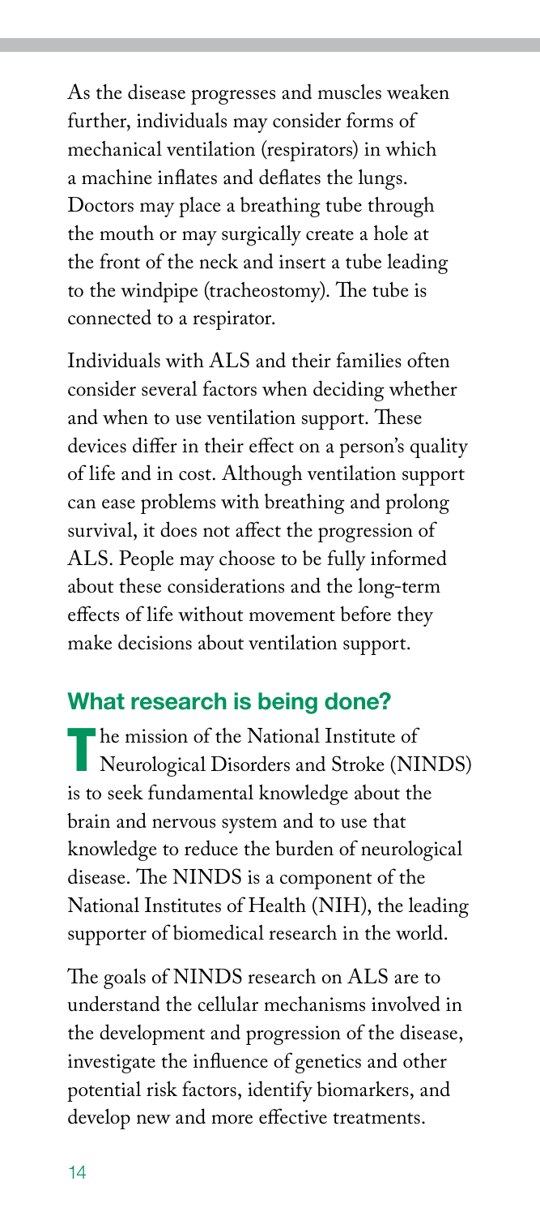As the disease progresses and muscles weaken further, individuals may consider forms of mechanical ventilation (respirators) in which a machine inflates and deflates the lungs. Doctors may place a breathing tube through the mouth or may surgically create a hole at the front of the neck and insert a tube leading to the windpipe (tracheostomy). The tube is connected to a respirator.

Individuals with ALS and their families often consider several factors when deciding whether and when to use ventilation support. These devices differ in their effect on a person's quality of life and in cost. Although ventilation support can ease problems with breathing and prolong survival, it does not affect the progression of ALS. People may choose to be fully informed about these considerations and the long-term effects of life without movement before they make decisions about ventilation support.

## What research is being done?

The mission of the National Institute of Neurological Disorders and Stroke (NINDS) is to seek fundamental knowledge about the brain and nervous system and to use that knowledge to reduce the burden of neurological disease. The NINDS is a component of the National Institutes of Health (NIH), the leading supporter of biomedical research in the world.

The goals of NINDS research on ALS are to understand the cellular mechanisms involved in the development and progression of the disease, investigate the influence of genetics and other potential risk factors, identify biomarkers, and develop new and more effective treatments.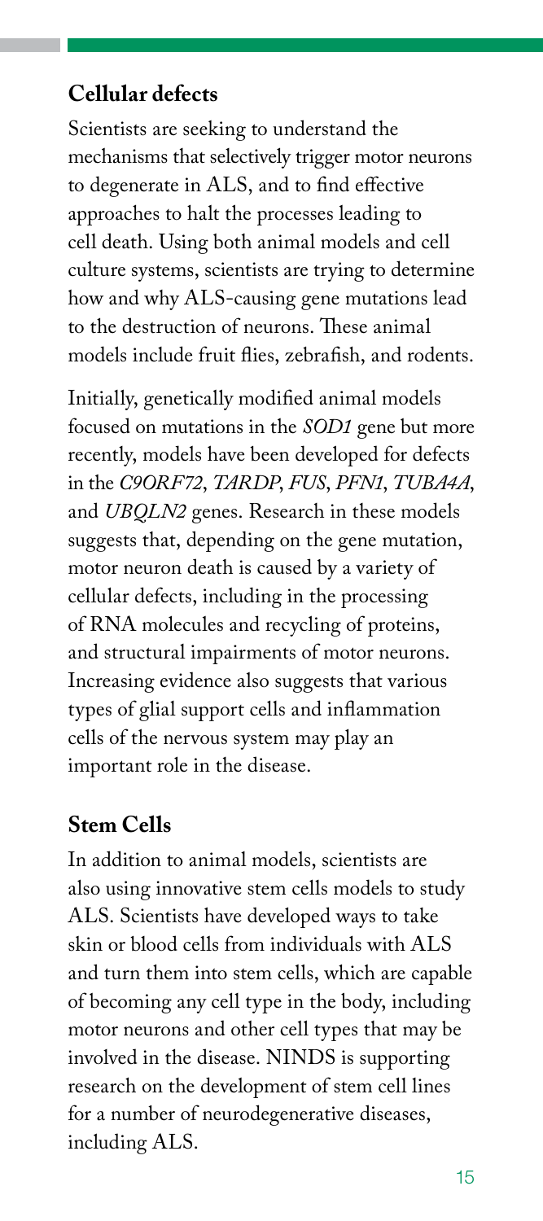## Cellular defects

Scientists are seeking to understand the mechanisms that selectively trigger motor neurons to degenerate in ALS, and to find effective approaches to halt the processes leading to cell death. Using both animal models and cell culture systems, scientists are trying to determine how and why ALS-causing gene mutations lead to the destruction of neurons. These animal models include fruit flies, zebrafish, and rodents.

Initially, genetically modified animal models focused on mutations in the *SOD1* gene but more recently, models have been developed for defects in the *C9ORF72*, *TARDP*, *FUS*, *PFN1*, *TUBA4A*, and *UBQLN2* genes. Research in these models suggests that, depending on the gene mutation, motor neuron death is caused by a variety of cellular defects, including in the processing of RNA molecules and recycling of proteins, and structural impairments of motor neurons. Increasing evidence also suggests that various types of glial support cells and inflammation cells of the nervous system may play an important role in the disease.

## Stem Cells

In addition to animal models, scientists are also using innovative stem cells models to study ALS. Scientists have developed ways to take skin or blood cells from individuals with ALS and turn them into stem cells, which are capable of becoming any cell type in the body, including motor neurons and other cell types that may be involved in the disease. NINDS is supporting research on the development of stem cell lines for a number of neurodegenerative diseases, including ALS.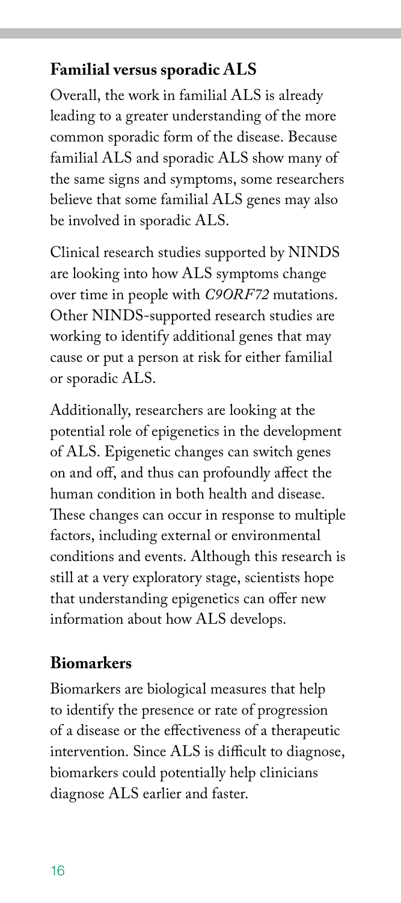## Familial versus sporadic ALS

Overall, the work in familial ALS is already leading to a greater understanding of the more common sporadic form of the disease. Because familial ALS and sporadic ALS show many of the same signs and symptoms, some researchers believe that some familial ALS genes may also be involved in sporadic ALS.

Clinical research studies supported by NINDS are looking into how ALS symptoms change over time in people with *C9ORF72* mutations. Other NINDS-supported research studies are working to identify additional genes that may cause or put a person at risk for either familial or sporadic ALS.

Additionally, researchers are looking at the potential role of epigenetics in the development of ALS. Epigenetic changes can switch genes on and off, and thus can profoundly affect the human condition in both health and disease. These changes can occur in response to multiple factors, including external or environmental conditions and events. Although this research is still at a very exploratory stage, scientists hope that understanding epigenetics can offer new information about how ALS develops.

## Biomarkers

Biomarkers are biological measures that help to identify the presence or rate of progression of a disease or the effectiveness of a therapeutic intervention. Since ALS is difficult to diagnose, biomarkers could potentially help clinicians diagnose ALS earlier and faster.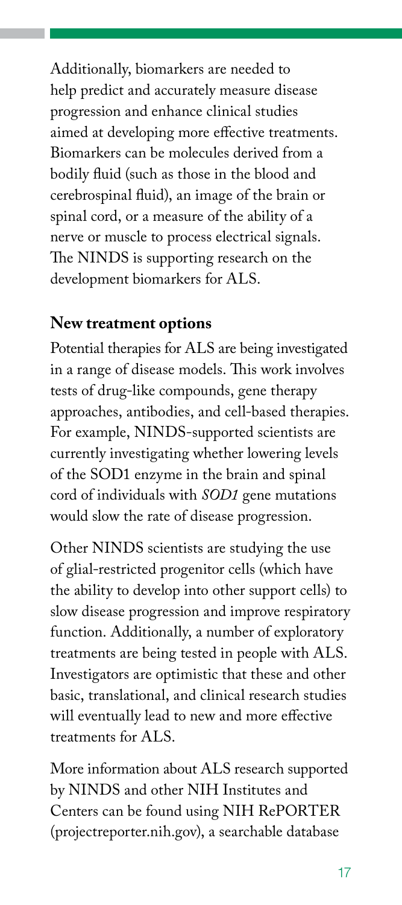Additionally, biomarkers are needed to help predict and accurately measure disease progression and enhance clinical studies aimed at developing more effective treatments. Biomarkers can be molecules derived from a bodily fluid (such as those in the blood and cerebrospinal fluid), an image of the brain or spinal cord, or a measure of the ability of a nerve or muscle to process electrical signals. The NINDS is supporting research on the development biomarkers for ALS.

**New treatment options**

Potential therapies for ALS are being investigated in a range of disease models. This work involves tests of drug-like compounds, gene therapy approaches, antibodies, and cell-based therapies. For example, NINDS-supported scientists are currently investigating whether lowering levels of the SOD1 enzyme in the brain and spinal cord of individuals with *SOD1* gene mutations would slow the rate of disease progression.

Other NINDS scientists are studying the use of glial-restricted progenitor cells (which have the ability to develop into other support cells) to slow disease progression and improve respiratory function. Additionally, a number of exploratory treatments are being tested in people with ALS. Investigators are optimistic that these and other basic, translational, and clinical research studies will eventually lead to new and more effective treatments for ALS.

More information about ALS research supported by NINDS and other NIH Institutes and Centers can be found using NIH RePORTER (projectreporter.nih.gov), a searchable database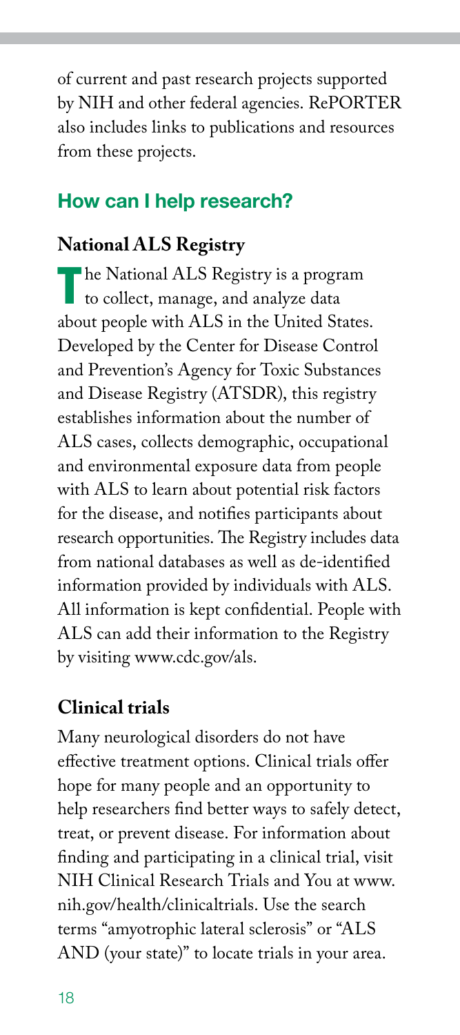of current and past research projects supported by NIH and other federal agencies. RePORTER also includes links to publications and resources from these projects.

## How can I help research?

### National ALS Registry

The National ALS Registry is a program to collect, manage, and analyze data about people with ALS in the United States. Developed by the Center for Disease Control and Prevention's Agency for Toxic Substances and Disease Registry (ATSDR), this registry establishes information about the number of ALS cases, collects demographic, occupational and environmental exposure data from people with ALS to learn about potential risk factors for the disease, and notifies participants about research opportunities. The Registry includes data from national databases as well as de-identified information provided by individuals with ALS. All information is kept confidential. People with ALS can add their information to the Registry by visiting www.cdc.gov/als.

### Clinical trials

Many neurological disorders do not have effective treatment options. Clinical trials offer hope for many people and an opportunity to help researchers find better ways to safely detect, treat, or prevent disease. For information about finding and participating in a clinical trial, visit NIH Clinical Research Trials and You at www.nih.gov/health/clinicaltrials. Use the search terms "amyotrophic lateral sclerosis" or "ALS AND (your state)" to locate trials in your area.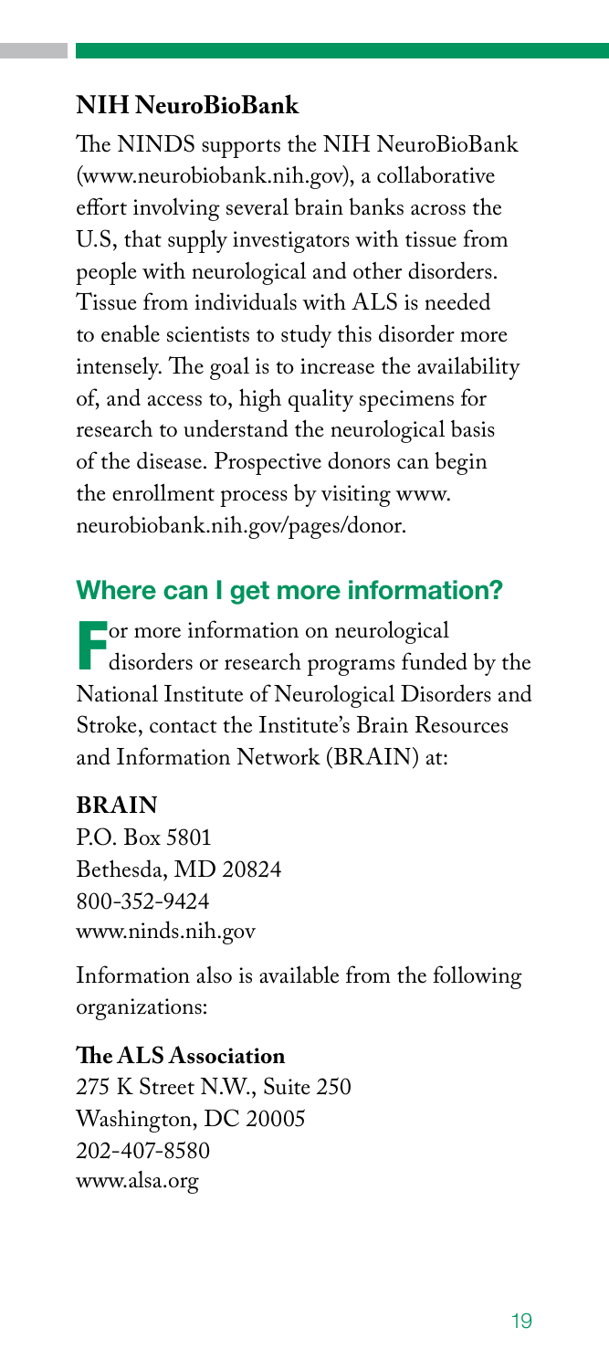### NIH NeuroBioBank

The NINDS supports the NIH NeuroBioBank (www.neurobiobank.nih.gov), a collaborative effort involving several brain banks across the U.S, that supply investigators with tissue from people with neurological and other disorders. Tissue from individuals with ALS is needed to enable scientists to study this disorder more intensely. The goal is to increase the availability of, and access to, high quality specimens for research to understand the neurological basis of the disease. Prospective donors can begin the enrollment process by visiting www.neurobiobank.nih.gov/pages/donor.

## Where can I get more information?

For more information on neurological disorders or research programs funded by the National Institute of Neurological Disorders and Stroke, contact the Institute's Brain Resources and Information Network (BRAIN) at:

**BRAIN**
P.O. Box 5801
Bethesda, MD 20824
800-352-9424
www.ninds.nih.gov

Information also is available from the following organizations:

**The ALS Association**
275 K Street N.W., Suite 250
Washington, DC 20005
202-407-8580
www.alsa.org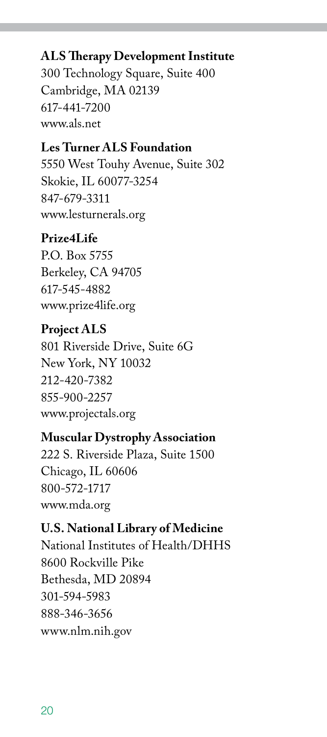**ALS Therapy Development Institute**
300 Technology Square, Suite 400
Cambridge, MA 02139
617-441-7200
www.als.net

**Les Turner ALS Foundation**
5550 West Touhy Avenue, Suite 302
Skokie, IL 60077-3254
847-679-3311
www.lesturnerals.org

**Prize4Life**
P.O. Box 5755
Berkeley, CA 94705
617-545-4882
www.prize4life.org

**Project ALS**
801 Riverside Drive, Suite 6G
New York, NY 10032
212-420-7382
855-900-2257
www.projectals.org

**Muscular Dystrophy Association**
222 S. Riverside Plaza, Suite 1500
Chicago, IL 60606
800-572-1717
www.mda.org

**U.S. National Library of Medicine**
National Institutes of Health/DHHS
8600 Rockville Pike
Bethesda, MD 20894
301-594-5983
888-346-3656
www.nlm.nih.gov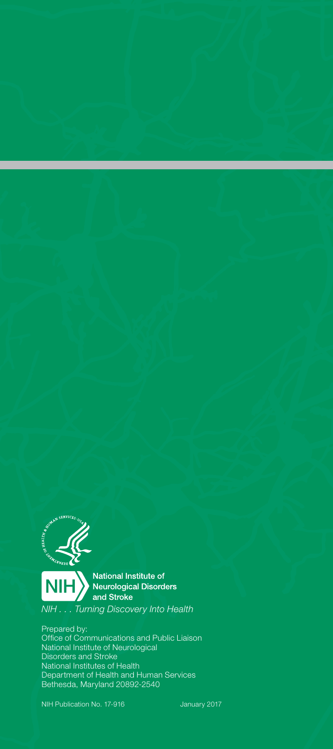National Institute of Neurological Disorders and Stroke

*NIH . . . Turning Discovery Into Health*

Prepared by:
Office of Communications and Public Liaison
National Institute of Neurological
Disorders and Stroke
National Institutes of Health
Department of Health and Human Services
Bethesda, Maryland 20892-2540

NIH Publication No. 17-916

January 2017